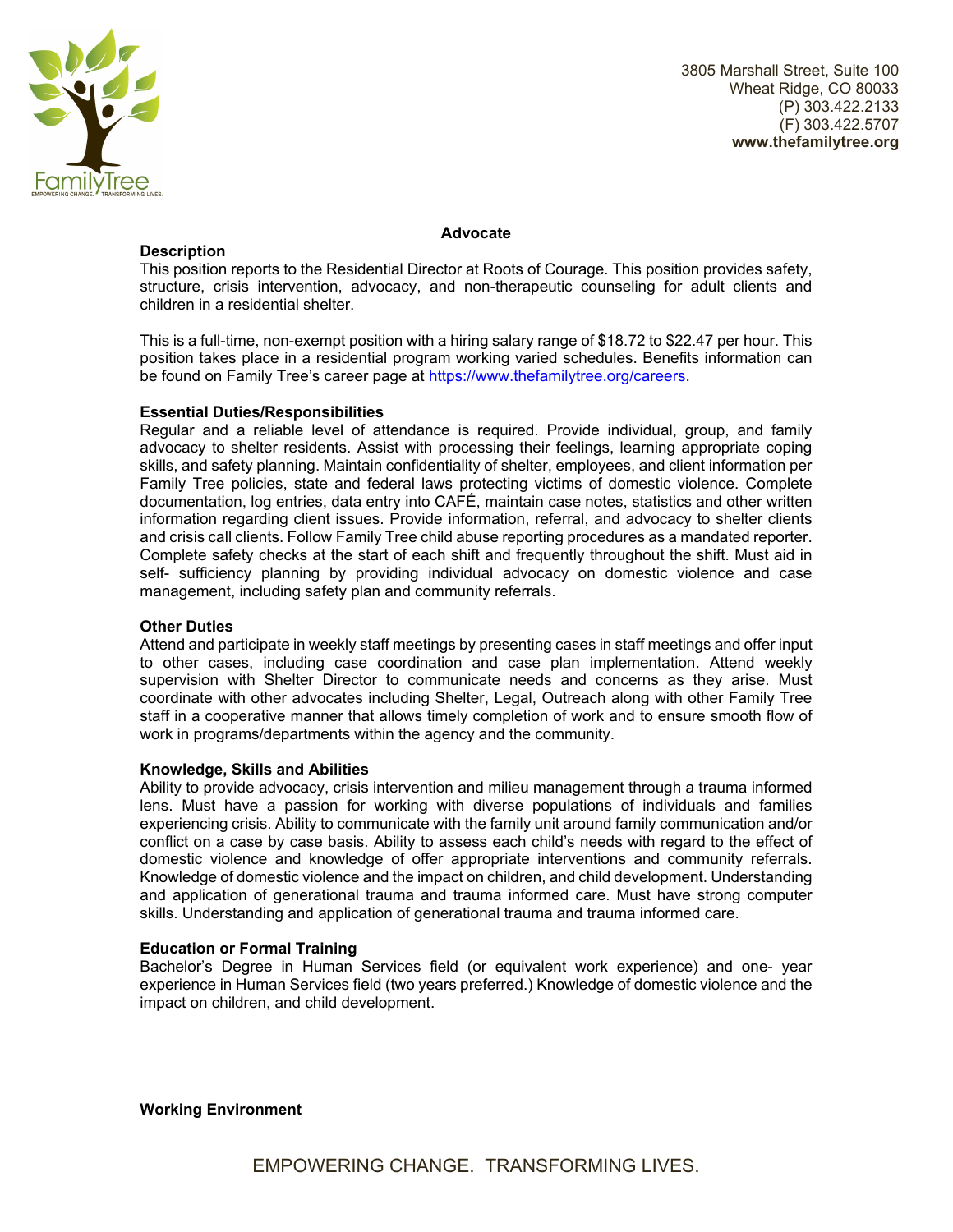3805 Marshall Street, Suite 100
Wheat Ridge, CO 80033
(P) 303.422.2133
(F) 303.422.5707
**www.thefamilytree.org**

## Advocate

**Description**

This position reports to the Residential Director at Roots of Courage. This position provides safety, structure, crisis intervention, advocacy, and non-therapeutic counseling for adult clients and children in a residential shelter.

This is a full-time, non-exempt position with a hiring salary range of $18.72 to $22.47 per hour. This position takes place in a residential program working varied schedules. Benefits information can be found on Family Tree's career page at [https://www.thefamilytree.org/careers](https://www.thefamilytree.org/careers).

**Essential Duties/Responsibilities**

Regular and a reliable level of attendance is required. Provide individual, group, and family advocacy to shelter residents. Assist with processing their feelings, learning appropriate coping skills, and safety planning. Maintain confidentiality of shelter, employees, and client information per Family Tree policies, state and federal laws protecting victims of domestic violence. Complete documentation, log entries, data entry into CAFÉ, maintain case notes, statistics and other written information regarding client issues. Provide information, referral, and advocacy to shelter clients and crisis call clients. Follow Family Tree child abuse reporting procedures as a mandated reporter. Complete safety checks at the start of each shift and frequently throughout the shift. Must aid in self- sufficiency planning by providing individual advocacy on domestic violence and case management, including safety plan and community referrals.

**Other Duties**

Attend and participate in weekly staff meetings by presenting cases in staff meetings and offer input to other cases, including case coordination and case plan implementation. Attend weekly supervision with Shelter Director to communicate needs and concerns as they arise. Must coordinate with other advocates including Shelter, Legal, Outreach along with other Family Tree staff in a cooperative manner that allows timely completion of work and to ensure smooth flow of work in programs/departments within the agency and the community.

**Knowledge, Skills and Abilities**

Ability to provide advocacy, crisis intervention and milieu management through a trauma informed lens. Must have a passion for working with diverse populations of individuals and families experiencing crisis. Ability to communicate with the family unit around family communication and/or conflict on a case by case basis. Ability to assess each child's needs with regard to the effect of domestic violence and knowledge of offer appropriate interventions and community referrals. Knowledge of domestic violence and the impact on children, and child development. Understanding and application of generational trauma and trauma informed care. Must have strong computer skills. Understanding and application of generational trauma and trauma informed care.

**Education or Formal Training**

Bachelor's Degree in Human Services field (or equivalent work experience) and one- year experience in Human Services field (two years preferred.) Knowledge of domestic violence and the impact on children, and child development.

**Working Environment**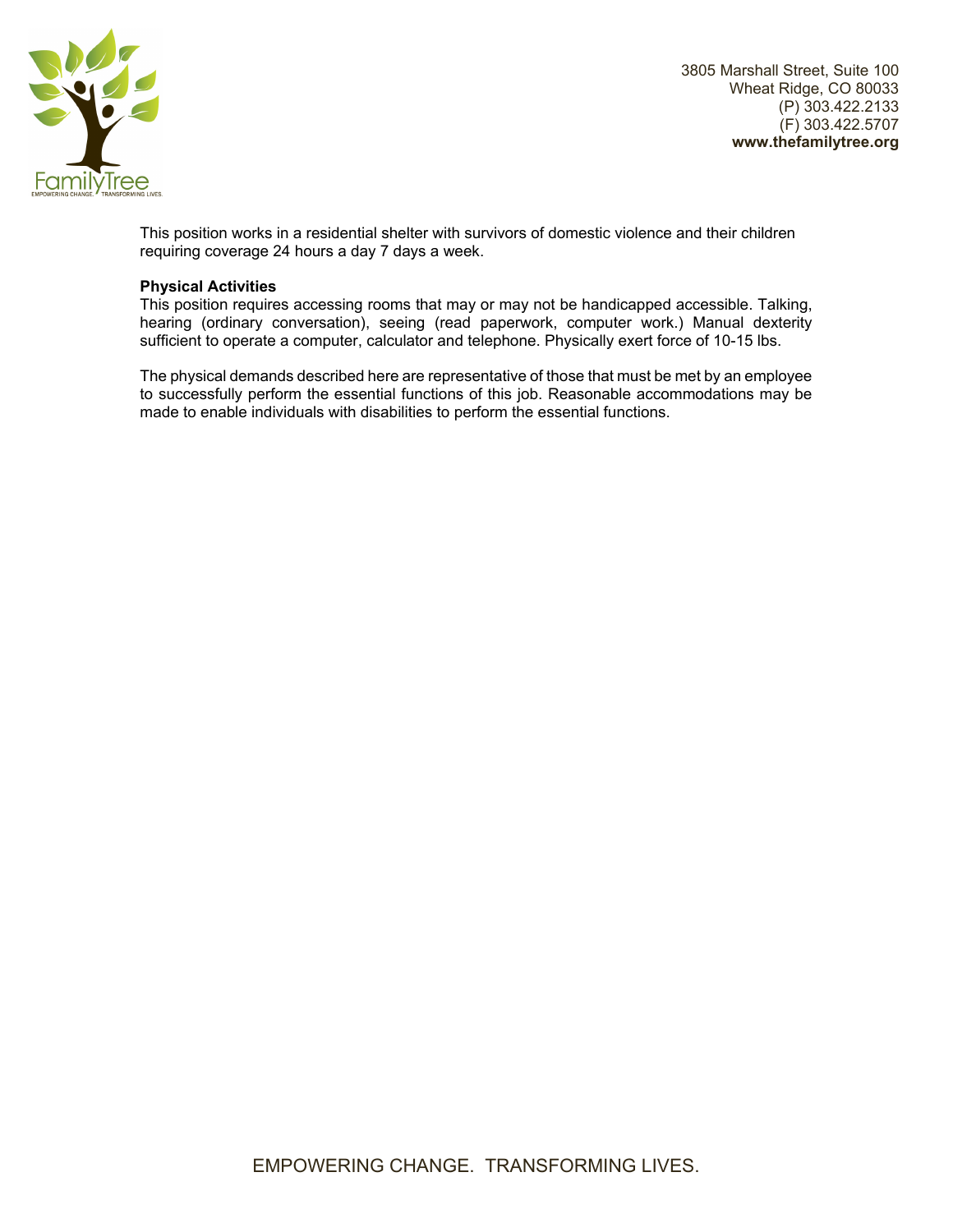This position works in a residential shelter with survivors of domestic violence and their children requiring coverage 24 hours a day 7 days a week.

**Physical Activities**

This position requires accessing rooms that may or may not be handicapped accessible. Talking, hearing (ordinary conversation), seeing (read paperwork, computer work.) Manual dexterity sufficient to operate a computer, calculator and telephone. Physically exert force of 10-15 lbs.

The physical demands described here are representative of those that must be met by an employee to successfully perform the essential functions of this job. Reasonable accommodations may be made to enable individuals with disabilities to perform the essential functions.